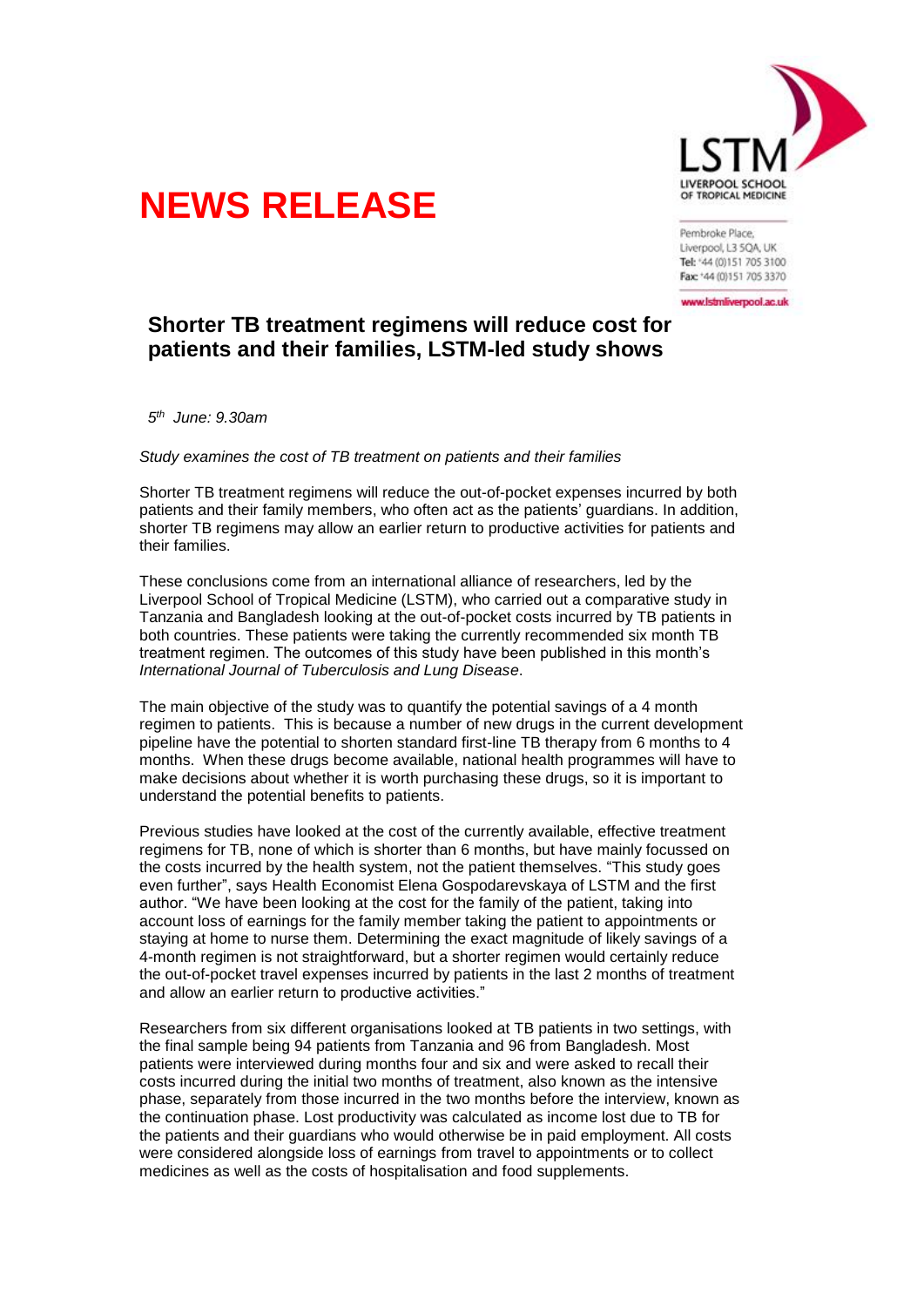# NEWS RELEASE

LSTM
LIVERPOOL SCHOOL OF TROPICAL MEDICINE

Pembroke Place,
Liverpool, L3 5QA, UK
Tel: +44 (0)151 705 3100
Fax: +44 (0)151 705 3370

www.lstmliverpool.ac.uk

## Shorter TB treatment regimens will reduce cost for patients and their families, LSTM-led study shows

*5th June: 9.30am*

*Study examines the cost of TB treatment on patients and their families*

Shorter TB treatment regimens will reduce the out-of-pocket expenses incurred by both patients and their family members, who often act as the patients' guardians. In addition, shorter TB regimens may allow an earlier return to productive activities for patients and their families.

These conclusions come from an international alliance of researchers, led by the Liverpool School of Tropical Medicine (LSTM), who carried out a comparative study in Tanzania and Bangladesh looking at the out-of-pocket costs incurred by TB patients in both countries. These patients were taking the currently recommended six month TB treatment regimen. The outcomes of this study have been published in this month's *International Journal of Tuberculosis and Lung Disease*.

The main objective of the study was to quantify the potential savings of a 4 month regimen to patients. This is because a number of new drugs in the current development pipeline have the potential to shorten standard first-line TB therapy from 6 months to 4 months. When these drugs become available, national health programmes will have to make decisions about whether it is worth purchasing these drugs, so it is important to understand the potential benefits to patients.

Previous studies have looked at the cost of the currently available, effective treatment regimens for TB, none of which is shorter than 6 months, but have mainly focussed on the costs incurred by the health system, not the patient themselves. "This study goes even further", says Health Economist Elena Gospodarevskaya of LSTM and the first author. "We have been looking at the cost for the family of the patient, taking into account loss of earnings for the family member taking the patient to appointments or staying at home to nurse them. Determining the exact magnitude of likely savings of a 4-month regimen is not straightforward, but a shorter regimen would certainly reduce the out-of-pocket travel expenses incurred by patients in the last 2 months of treatment and allow an earlier return to productive activities."

Researchers from six different organisations looked at TB patients in two settings, with the final sample being 94 patients from Tanzania and 96 from Bangladesh. Most patients were interviewed during months four and six and were asked to recall their costs incurred during the initial two months of treatment, also known as the intensive phase, separately from those incurred in the two months before the interview, known as the continuation phase. Lost productivity was calculated as income lost due to TB for the patients and their guardians who would otherwise be in paid employment. All costs were considered alongside loss of earnings from travel to appointments or to collect medicines as well as the costs of hospitalisation and food supplements.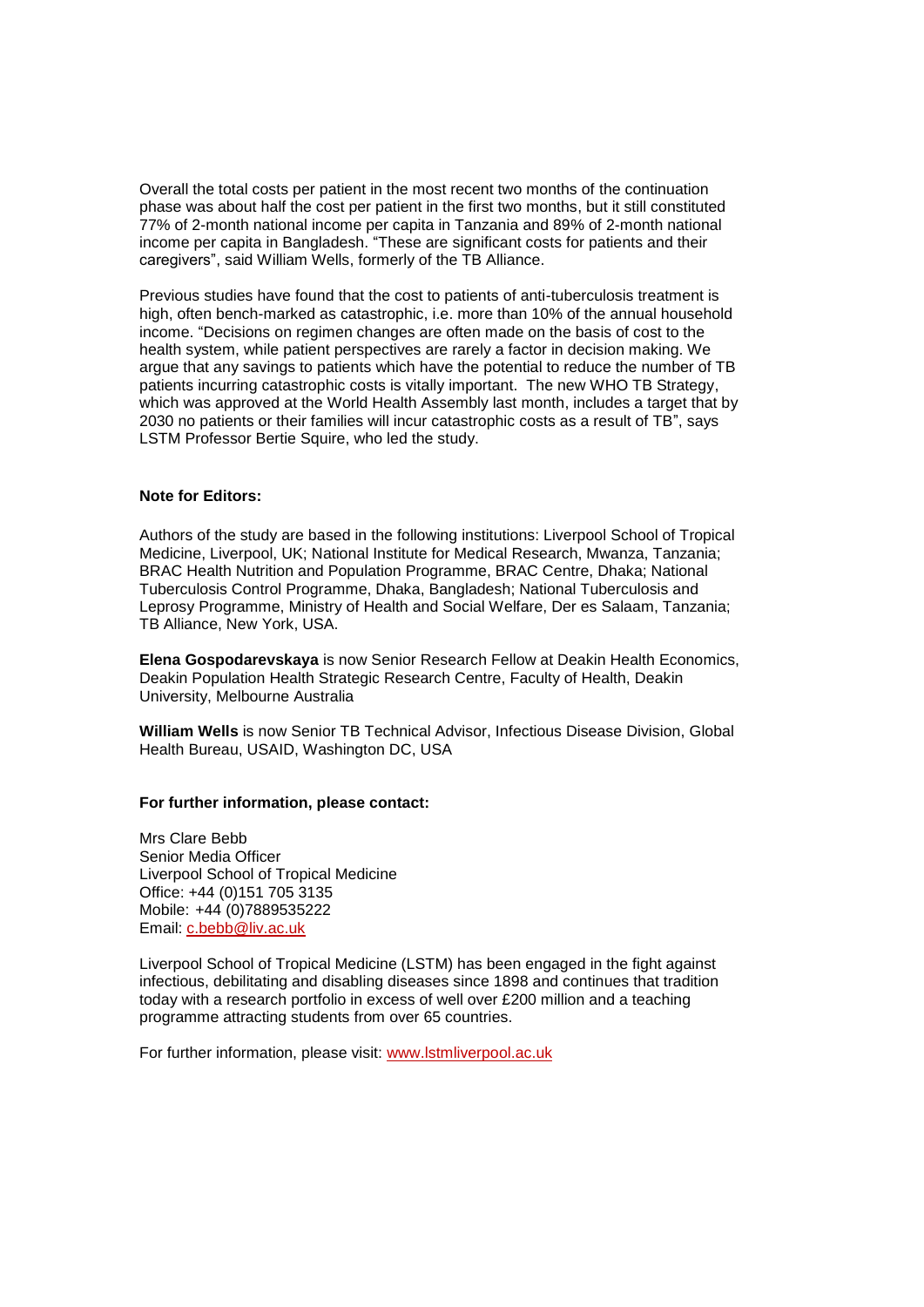Overall the total costs per patient in the most recent two months of the continuation phase was about half the cost per patient in the first two months, but it still constituted 77% of 2-month national income per capita in Tanzania and 89% of 2-month national income per capita in Bangladesh. "These are significant costs for patients and their caregivers", said William Wells, formerly of the TB Alliance.

Previous studies have found that the cost to patients of anti-tuberculosis treatment is high, often bench-marked as catastrophic, i.e. more than 10% of the annual household income. "Decisions on regimen changes are often made on the basis of cost to the health system, while patient perspectives are rarely a factor in decision making. We argue that any savings to patients which have the potential to reduce the number of TB patients incurring catastrophic costs is vitally important. The new WHO TB Strategy, which was approved at the World Health Assembly last month, includes a target that by 2030 no patients or their families will incur catastrophic costs as a result of TB", says LSTM Professor Bertie Squire, who led the study.

**Note for Editors:**

Authors of the study are based in the following institutions: Liverpool School of Tropical Medicine, Liverpool, UK; National Institute for Medical Research, Mwanza, Tanzania; BRAC Health Nutrition and Population Programme, BRAC Centre, Dhaka; National Tuberculosis Control Programme, Dhaka, Bangladesh; National Tuberculosis and Leprosy Programme, Ministry of Health and Social Welfare, Der es Salaam, Tanzania; TB Alliance, New York, USA.

**Elena Gospodarevskaya** is now Senior Research Fellow at Deakin Health Economics, Deakin Population Health Strategic Research Centre, Faculty of Health, Deakin University, Melbourne Australia

**William Wells** is now Senior TB Technical Advisor, Infectious Disease Division, Global Health Bureau, USAID, Washington DC, USA

**For further information, please contact:**

Mrs Clare Bebb
Senior Media Officer
Liverpool School of Tropical Medicine
Office: +44 (0)151 705 3135
Mobile: +44 (0)7889535222
Email: c.bebb@liv.ac.uk

Liverpool School of Tropical Medicine (LSTM) has been engaged in the fight against infectious, debilitating and disabling diseases since 1898 and continues that tradition today with a research portfolio in excess of well over £200 million and a teaching programme attracting students from over 65 countries.

For further information, please visit: www.lstmliverpool.ac.uk